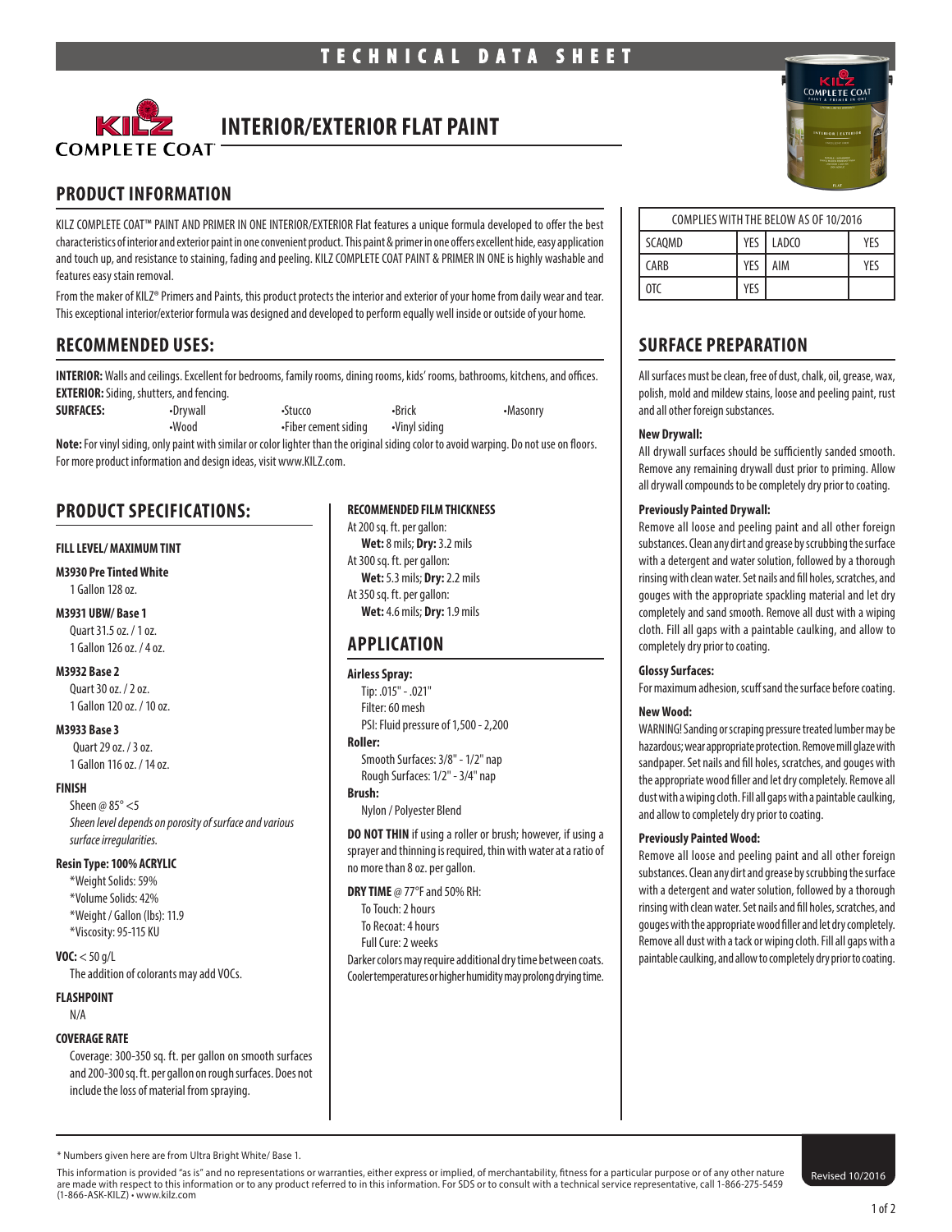# TECHNICAL DATA SHEET

# INTERIOR/EXTERIOR FLAT PAINT

KILZ COMPLETE COAT

## PRODUCT INFORMATION

KILZ COMPLETE COAT™ PAINT AND PRIMER IN ONE INTERIOR/EXTERIOR Flat features a unique formula developed to offer the best characteristics of interior and exterior paint in one convenient product. This paint & primer in one offers excellent hide, easy application and touch up, and resistance to staining, fading and peeling. KILZ COMPLETE COAT PAINT & PRIMER IN ONE is highly washable and features easy stain removal.

From the maker of KILZ® Primers and Paints, this product protects the interior and exterior of your home from daily wear and tear. This exceptional interior/exterior formula was designed and developed to perform equally well inside or outside of your home.

| COMPLIES WITH THE BELOW AS OF 10/2016 | | | |
|---|---|---|---|
| SCAQMD | YES | LADCO | YES |
| CARB | YES | AIM | YES |
| OTC | YES | | |

## RECOMMENDED USES:

**INTERIOR:** Walls and ceilings. Excellent for bedrooms, family rooms, dining rooms, kids' rooms, bathrooms, kitchens, and offices.
**EXTERIOR:** Siding, shutters, and fencing.
**SURFACES:**
- Drywall
- Stucco
- Brick
- Masonry
- Wood
- Fiber cement siding
- Vinyl siding

**Note:** For vinyl siding, only paint with similar or color lighter than the original siding color to avoid warping. Do not use on floors. For more product information and design ideas, visit www.KILZ.com.

## PRODUCT SPECIFICATIONS:

#### FILL LEVEL/ MAXIMUM TINT

**M3930 Pre Tinted White**
1 Gallon 128 oz.

**M3931 UBW/ Base 1**
Quart 31.5 oz. / 1 oz.
1 Gallon 126 oz. / 4 oz.

**M3932 Base 2**
Quart 30 oz. / 2 oz.
1 Gallon 120 oz. / 10 oz.

**M3933 Base 3**
Quart 29 oz. / 3 oz.
1 Gallon 116 oz. / 14 oz.

#### FINISH

Sheen @ 85° <5
*Sheen level depends on porosity of surface and various surface irregularities.*

**Resin Type: 100% ACRYLIC**
*Weight Solids: 59%
*Volume Solids: 42%
*Weight / Gallon (lbs): 11.9
*Viscosity: 95-115 KU

**VOC:** < 50 g/L
The addition of colorants may add VOCs.

#### FLASHPOINT

N/A

#### COVERAGE RATE

Coverage: 300-350 sq. ft. per gallon on smooth surfaces and 200-300 sq. ft. per gallon on rough surfaces. Does not include the loss of material from spraying.

#### RECOMMENDED FILM THICKNESS

At 200 sq. ft. per gallon:
**Wet:** 8 mils; **Dry:** 3.2 mils
At 300 sq. ft. per gallon:
**Wet:** 5.3 mils; **Dry:** 2.2 mils
At 350 sq. ft. per gallon:
**Wet:** 4.6 mils; **Dry:** 1.9 mils

## APPLICATION

**Airless Spray:**
Tip: .015" - .021"
Filter: 60 mesh
PSI: Fluid pressure of 1,500 - 2,200

**Roller:**
Smooth Surfaces: 3/8" - 1/2" nap
Rough Surfaces: 1/2" - 3/4" nap

**Brush:**
Nylon / Polyester Blend

**DO NOT THIN** if using a roller or brush; however, if using a sprayer and thinning is required, thin with water at a ratio of no more than 8 oz. per gallon.

**DRY TIME** @ 77°F and 50% RH:
To Touch: 2 hours
To Recoat: 4 hours
Full Cure: 2 weeks

Darker colors may require additional dry time between coats. Cooler temperatures or higher humidity may prolong drying time.

## SURFACE PREPARATION

All surfaces must be clean, free of dust, chalk, oil, grease, wax, polish, mold and mildew stains, loose and peeling paint, rust and all other foreign substances.

**New Drywall:**
All drywall surfaces should be sufficiently sanded smooth. Remove any remaining drywall dust prior to priming. Allow all drywall compounds to be completely dry prior to coating.

**Previously Painted Drywall:**
Remove all loose and peeling paint and all other foreign substances. Clean any dirt and grease by scrubbing the surface with a detergent and water solution, followed by a thorough rinsing with clean water. Set nails and fill holes, scratches, and gouges with the appropriate spackling material and let dry completely and sand smooth. Remove all dust with a wiping cloth. Fill all gaps with a paintable caulking, and allow to completely dry prior to coating.

**Glossy Surfaces:**
For maximum adhesion, scuff sand the surface before coating.

**New Wood:**
WARNING! Sanding or scraping pressure treated lumber may be hazardous; wear appropriate protection. Remove mill glaze with sandpaper. Set nails and fill holes, scratches, and gouges with the appropriate wood filler and let dry completely. Remove all dust with a wiping cloth. Fill all gaps with a paintable caulking, and allow to completely dry prior to coating.

**Previously Painted Wood:**
Remove all loose and peeling paint and all other foreign substances. Clean any dirt and grease by scrubbing the surface with a detergent and water solution, followed by a thorough rinsing with clean water. Set nails and fill holes, scratches, and gouges with the appropriate wood filler and let dry completely. Remove all dust with a tack or wiping cloth. Fill all gaps with a paintable caulking, and allow to completely dry prior to coating.

\* Numbers given here are from Ultra Bright White/ Base 1.

This information is provided "as is" and no representations or warranties, either express or implied, of merchantability, fitness for a particular purpose or of any other nature are made with respect to this information or to any product referred to in this information. For SDS or to consult with a technical service representative, call 1-866-275-5459 (1-866-ASK-KILZ) • www.kilz.com

Revised 10/2016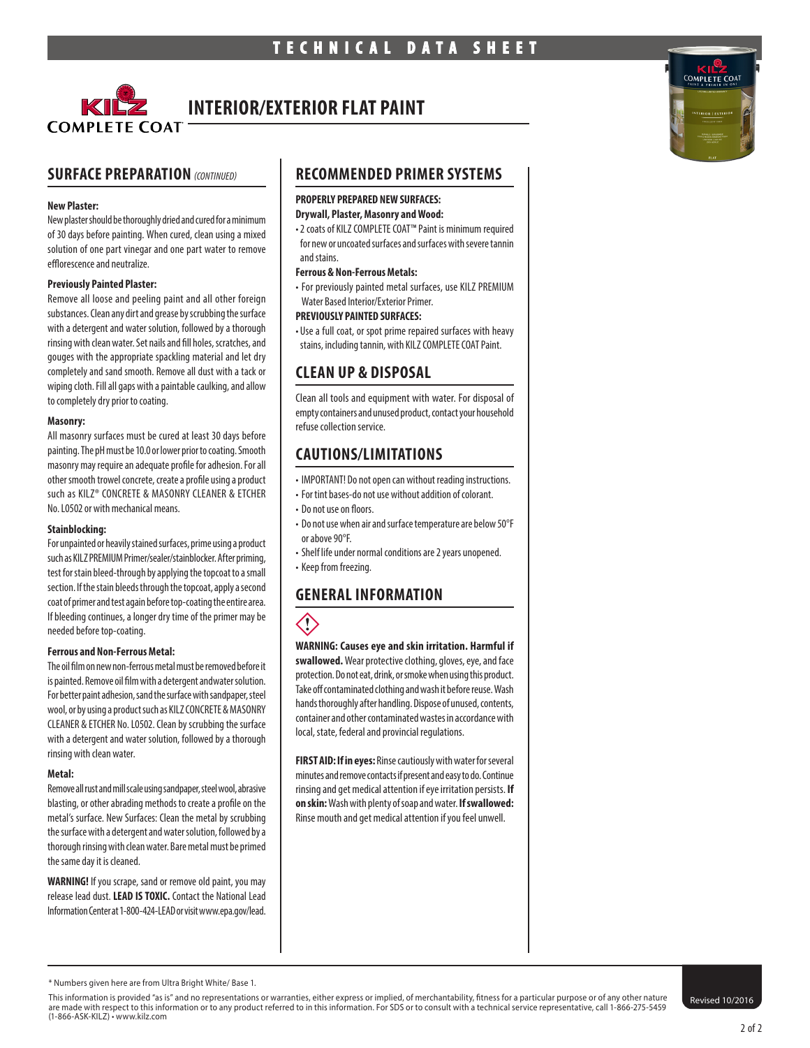# INTERIOR/EXTERIOR FLAT PAINT

## SURFACE PREPARATION *(CONTINUED)*

**New Plaster:**

New plaster should be thoroughly dried and cured for a minimum of 30 days before painting. When cured, clean using a mixed solution of one part vinegar and one part water to remove efflorescence and neutralize.

**Previously Painted Plaster:**

Remove all loose and peeling paint and all other foreign substances. Clean any dirt and grease by scrubbing the surface with a detergent and water solution, followed by a thorough rinsing with clean water. Set nails and fill holes, scratches, and gouges with the appropriate spackling material and let dry completely and sand smooth. Remove all dust with a tack or wiping cloth. Fill all gaps with a paintable caulking, and allow to completely dry prior to coating.

**Masonry:**

All masonry surfaces must be cured at least 30 days before painting. The pH must be 10.0 or lower prior to coating. Smooth masonry may require an adequate profile for adhesion. For all other smooth trowel concrete, create a profile using a product such as KILZ® CONCRETE & MASONRY CLEANER & ETCHER No. L0502 or with mechanical means.

**Stainblocking:**

For unpainted or heavily stained surfaces, prime using a product such as KILZ PREMIUM Primer/sealer/stainblocker. After priming, test for stain bleed-through by applying the topcoat to a small section. If the stain bleeds through the topcoat, apply a second coat of primer and test again before top-coating the entire area. If bleeding continues, a longer dry time of the primer may be needed before top-coating.

**Ferrous and Non-Ferrous Metal:**

The oil film on new non-ferrous metal must be removed before it is painted. Remove oil film with a detergent andwater solution. For better paint adhesion, sand the surface with sandpaper, steel wool, or by using a product such as KILZ CONCRETE & MASONRY CLEANER & ETCHER No. L0502. Clean by scrubbing the surface with a detergent and water solution, followed by a thorough rinsing with clean water.

**Metal:**

Remove all rust and mill scale using sandpaper, steel wool, abrasive blasting, or other abrading methods to create a profile on the metal's surface. New Surfaces: Clean the metal by scrubbing the surface with a detergent and water solution, followed by a thorough rinsing with clean water. Bare metal must be primed the same day it is cleaned.

**WARNING!** If you scrape, sand or remove old paint, you may release lead dust. **LEAD IS TOXIC.** Contact the National Lead Information Center at 1-800-424-LEAD or visit www.epa.gov/lead.

## RECOMMENDED PRIMER SYSTEMS

**PROPERLY PREPARED NEW SURFACES:**

**Drywall, Plaster, Masonry and Wood:**

- 2 coats of KILZ COMPLETE COAT™ Paint is minimum required for new or uncoated surfaces and surfaces with severe tannin and stains.

**Ferrous & Non-Ferrous Metals:**

- For previously painted metal surfaces, use KILZ PREMIUM Water Based Interior/Exterior Primer.

**PREVIOUSLY PAINTED SURFACES:**

- Use a full coat, or spot prime repaired surfaces with heavy stains, including tannin, with KILZ COMPLETE COAT Paint.

## CLEAN UP & DISPOSAL

Clean all tools and equipment with water. For disposal of empty containers and unused product, contact your household refuse collection service.

## CAUTIONS/LIMITATIONS

- IMPORTANT! Do not open can without reading instructions.
- For tint bases-do not use without addition of colorant.
- Do not use on floors.
- Do not use when air and surface temperature are below 50°F or above 90°F.
- Shelf life under normal conditions are 2 years unopened.
- Keep from freezing.

## GENERAL INFORMATION

**WARNING: Causes eye and skin irritation. Harmful if swallowed.** Wear protective clothing, gloves, eye, and face protection. Do not eat, drink, or smoke when using this product. Take off contaminated clothing and wash it before reuse. Wash hands thoroughly after handling. Dispose of unused, contents, container and other contaminated wastes in accordance with local, state, federal and provincial regulations.

**FIRST AID: If in eyes:** Rinse cautiously with water for several minutes and remove contacts if present and easy to do. Continue rinsing and get medical attention if eye irritation persists. **If on skin:** Wash with plenty of soap and water. **If swallowed:** Rinse mouth and get medical attention if you feel unwell.

\* Numbers given here are from Ultra Bright White/ Base 1.

This information is provided "as is" and no representations or warranties, either express or implied, of merchantability, fitness for a particular purpose or of any other nature are made with respect to this information or to any product referred to in this information. For SDS or to consult with a technical service representative, call 1-866-275-5459 (1-866-ASK-KILZ) • www.kilz.com

Revised 10/2016